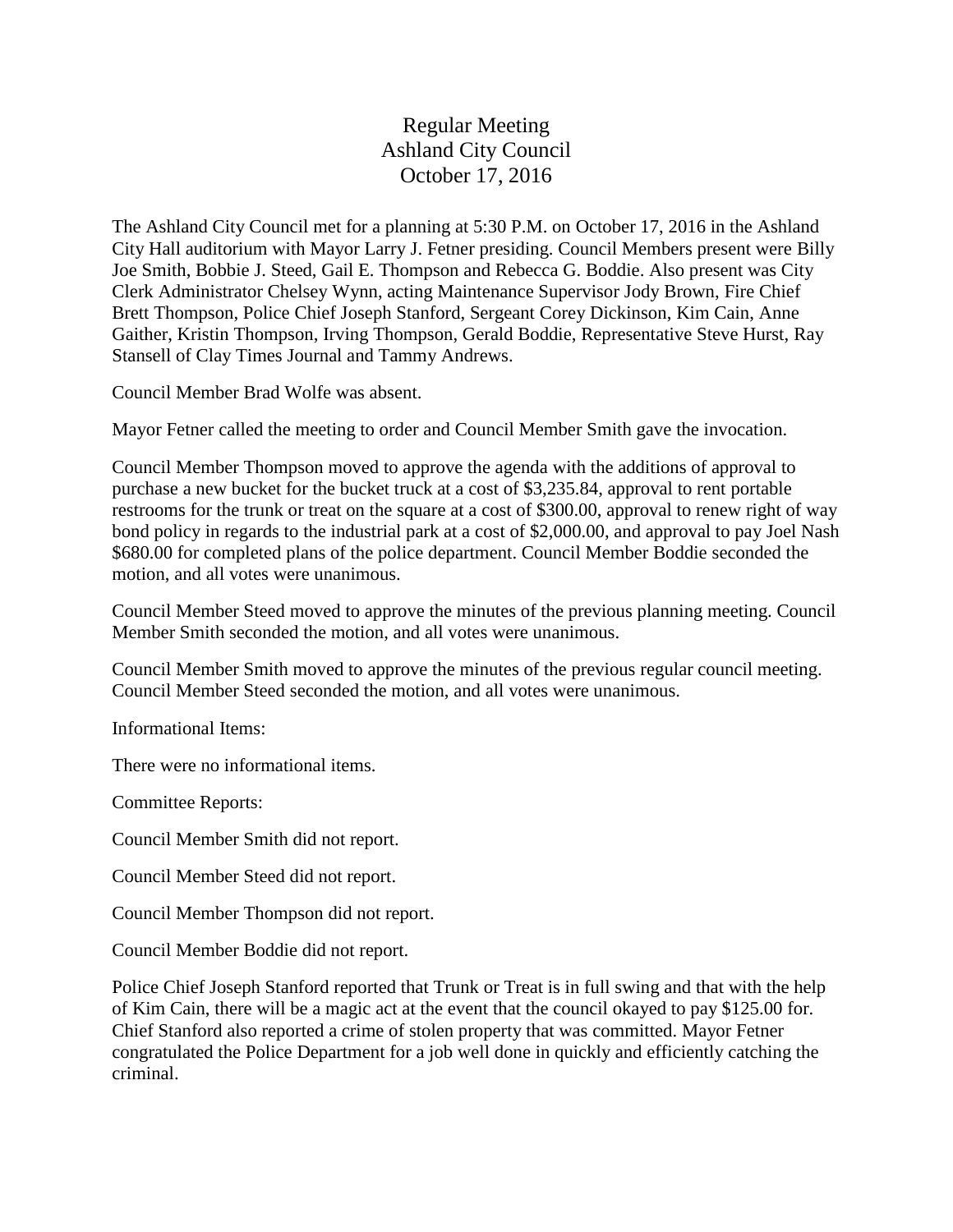# Regular Meeting
# Ashland City Council
# October 17, 2016

The Ashland City Council met for a planning at 5:30 P.M. on October 17, 2016 in the Ashland City Hall auditorium with Mayor Larry J. Fetner presiding. Council Members present were Billy Joe Smith, Bobbie J. Steed, Gail E. Thompson and Rebecca G. Boddie. Also present was City Clerk Administrator Chelsey Wynn, acting Maintenance Supervisor Jody Brown, Fire Chief Brett Thompson, Police Chief Joseph Stanford, Sergeant Corey Dickinson, Kim Cain, Anne Gaither, Kristin Thompson, Irving Thompson, Gerald Boddie, Representative Steve Hurst, Ray Stansell of Clay Times Journal and Tammy Andrews.

Council Member Brad Wolfe was absent.

Mayor Fetner called the meeting to order and Council Member Smith gave the invocation.

Council Member Thompson moved to approve the agenda with the additions of approval to purchase a new bucket for the bucket truck at a cost of $3,235.84, approval to rent portable restrooms for the trunk or treat on the square at a cost of $300.00, approval to renew right of way bond policy in regards to the industrial park at a cost of $2,000.00, and approval to pay Joel Nash $680.00 for completed plans of the police department. Council Member Boddie seconded the motion, and all votes were unanimous.

Council Member Steed moved to approve the minutes of the previous planning meeting. Council Member Smith seconded the motion, and all votes were unanimous.

Council Member Smith moved to approve the minutes of the previous regular council meeting. Council Member Steed seconded the motion, and all votes were unanimous.

Informational Items:

There were no informational items.

Committee Reports:

Council Member Smith did not report.

Council Member Steed did not report.

Council Member Thompson did not report.

Council Member Boddie did not report.

Police Chief Joseph Stanford reported that Trunk or Treat is in full swing and that with the help of Kim Cain, there will be a magic act at the event that the council okayed to pay $125.00 for. Chief Stanford also reported a crime of stolen property that was committed. Mayor Fetner congratulated the Police Department for a job well done in quickly and efficiently catching the criminal.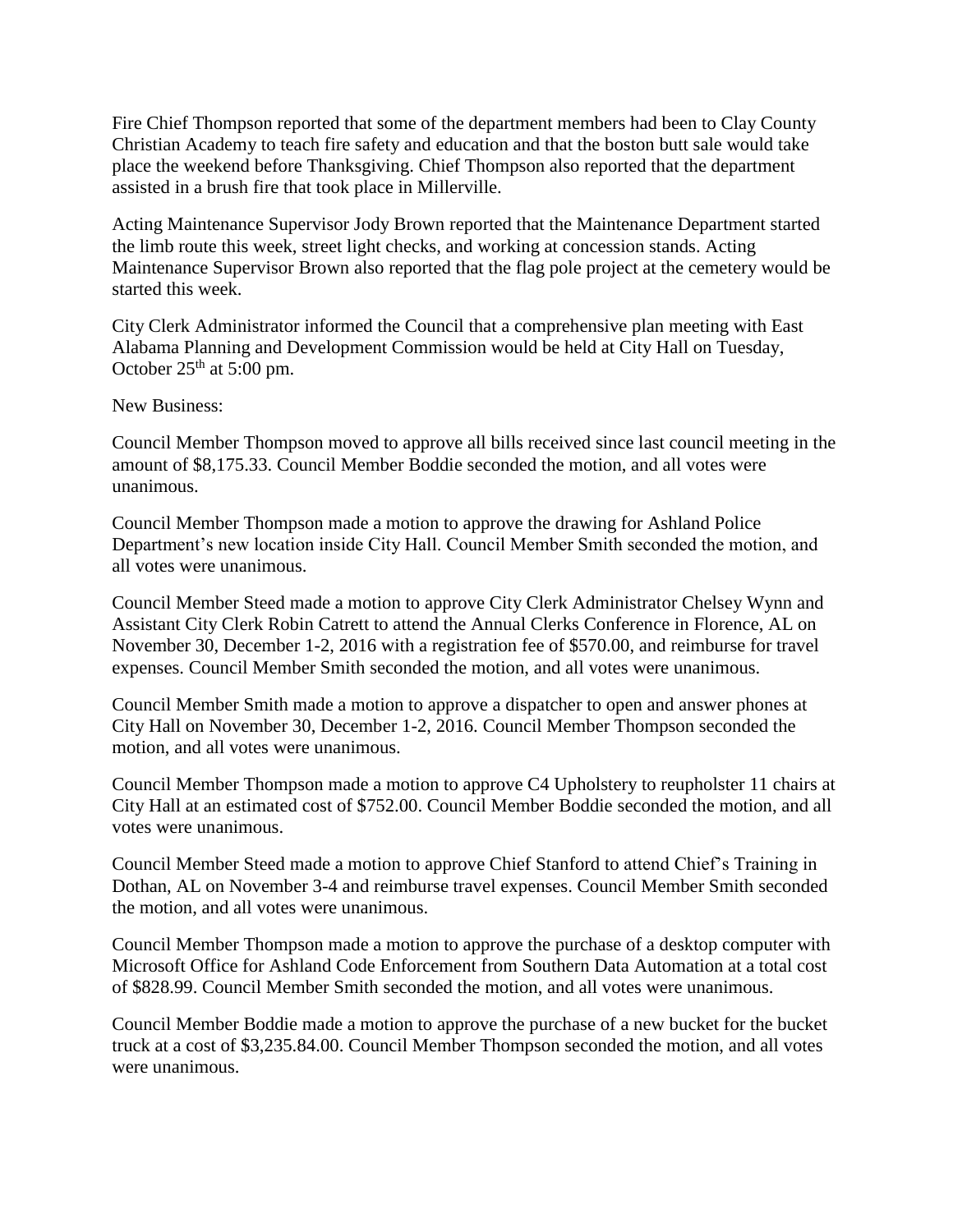Fire Chief Thompson reported that some of the department members had been to Clay County Christian Academy to teach fire safety and education and that the boston butt sale would take place the weekend before Thanksgiving. Chief Thompson also reported that the department assisted in a brush fire that took place in Millerville.

Acting Maintenance Supervisor Jody Brown reported that the Maintenance Department started the limb route this week, street light checks, and working at concession stands. Acting Maintenance Supervisor Brown also reported that the flag pole project at the cemetery would be started this week.

City Clerk Administrator informed the Council that a comprehensive plan meeting with East Alabama Planning and Development Commission would be held at City Hall on Tuesday, October 25th at 5:00 pm.

New Business:

Council Member Thompson moved to approve all bills received since last council meeting in the amount of $8,175.33. Council Member Boddie seconded the motion, and all votes were unanimous.

Council Member Thompson made a motion to approve the drawing for Ashland Police Department's new location inside City Hall. Council Member Smith seconded the motion, and all votes were unanimous.

Council Member Steed made a motion to approve City Clerk Administrator Chelsey Wynn and Assistant City Clerk Robin Catrett to attend the Annual Clerks Conference in Florence, AL on November 30, December 1-2, 2016 with a registration fee of $570.00, and reimburse for travel expenses. Council Member Smith seconded the motion, and all votes were unanimous.

Council Member Smith made a motion to approve a dispatcher to open and answer phones at City Hall on November 30, December 1-2, 2016. Council Member Thompson seconded the motion, and all votes were unanimous.

Council Member Thompson made a motion to approve C4 Upholstery to reupholster 11 chairs at City Hall at an estimated cost of $752.00. Council Member Boddie seconded the motion, and all votes were unanimous.

Council Member Steed made a motion to approve Chief Stanford to attend Chief's Training in Dothan, AL on November 3-4 and reimburse travel expenses. Council Member Smith seconded the motion, and all votes were unanimous.

Council Member Thompson made a motion to approve the purchase of a desktop computer with Microsoft Office for Ashland Code Enforcement from Southern Data Automation at a total cost of $828.99. Council Member Smith seconded the motion, and all votes were unanimous.

Council Member Boddie made a motion to approve the purchase of a new bucket for the bucket truck at a cost of $3,235.84.00. Council Member Thompson seconded the motion, and all votes were unanimous.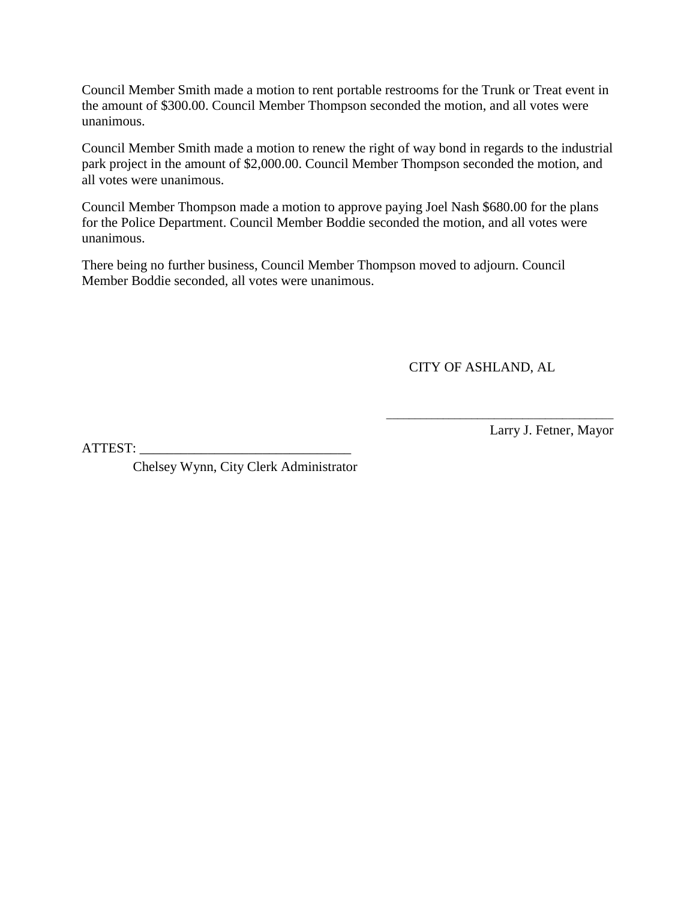Council Member Smith made a motion to rent portable restrooms for the Trunk or Treat event in the amount of $300.00. Council Member Thompson seconded the motion, and all votes were unanimous.

Council Member Smith made a motion to renew the right of way bond in regards to the industrial park project in the amount of $2,000.00. Council Member Thompson seconded the motion, and all votes were unanimous.

Council Member Thompson made a motion to approve paying Joel Nash $680.00 for the plans for the Police Department. Council Member Boddie seconded the motion, and all votes were unanimous.

There being no further business, Council Member Thompson moved to adjourn. Council Member Boddie seconded, all votes were unanimous.

CITY OF ASHLAND, AL

\_\_\_\_\_\_\_\_\_\_\_\_\_\_\_\_\_\_\_\_\_\_\_\_\_\_\_\_\_\_\_\_\_\_

Larry J. Fetner, Mayor

ATTEST: \_\_\_\_\_\_\_\_\_\_\_\_\_\_\_\_\_\_\_\_\_\_\_\_\_\_\_\_\_\_

Chelsey Wynn, City Clerk Administrator